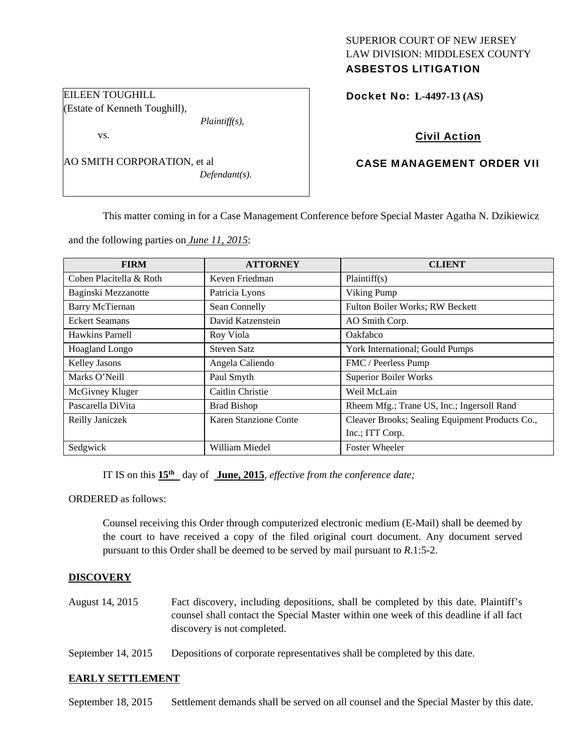SUPERIOR COURT OF NEW JERSEY
LAW DIVISION: MIDDLESEX COUNTY
**ASBESTOS LITIGATION**

EILEEN TOUGHILL
(Estate of Kenneth Toughill),
*Plaintiff(s),*

vs.

AO SMITH CORPORATION, et al
*Defendant(s).*

**Docket No: L-4497-13 (AS)**

**Civil Action**

**CASE MANAGEMENT ORDER VII**

This matter coming in for a Case Management Conference before Special Master Agatha N. Dzikiewicz and the following parties on *June 11, 2015*:

| FIRM | ATTORNEY | CLIENT |
|---|---|---|
| Cohen Placitella & Roth | Keven Friedman | Plaintiff(s) |
| Baginski Mezzanotte | Patricia Lyons | Viking Pump |
| Barry McTiernan | Sean Connelly | Fulton Boiler Works; RW Beckett |
| Eckert Seamans | David Katzenstein | AO Smith Corp. |
| Hawkins Parnell | Roy Viola | Oakfabco |
| Hoagland Longo | Steven Satz | York International; Gould Pumps |
| Kelley Jasons | Angela Caliendo | FMC / Peerless Pump |
| Marks O'Neill | Paul Smyth | Superior Boiler Works |
| McGivney Kluger | Caitlin Christie | Weil McLain |
| Pascarella DiVita | Brad Bishop | Rheem Mfg.; Trane US, Inc.; Ingersoll Rand |
| Reilly Janiczek | Karen Stanzione Conte | Cleaver Brooks; Sealing Equipment Products Co., Inc.; ITT Corp. |
| Sedgwick | William Miedel | Foster Wheeler |

IT IS on this **15th** day of **June, 2015**, *effective from the conference date;*

ORDERED as follows:

Counsel receiving this Order through computerized electronic medium (E-Mail) shall be deemed by the court to have received a copy of the filed original court document. Any document served pursuant to this Order shall be deemed to be served by mail pursuant to *R*.1:5-2.

## DISCOVERY

August 14, 2015 Fact discovery, including depositions, shall be completed by this date. Plaintiff's counsel shall contact the Special Master within one week of this deadline if all fact discovery is not completed.

September 14, 2015 Depositions of corporate representatives shall be completed by this date.

## EARLY SETTLEMENT

September 18, 2015 Settlement demands shall be served on all counsel and the Special Master by this date.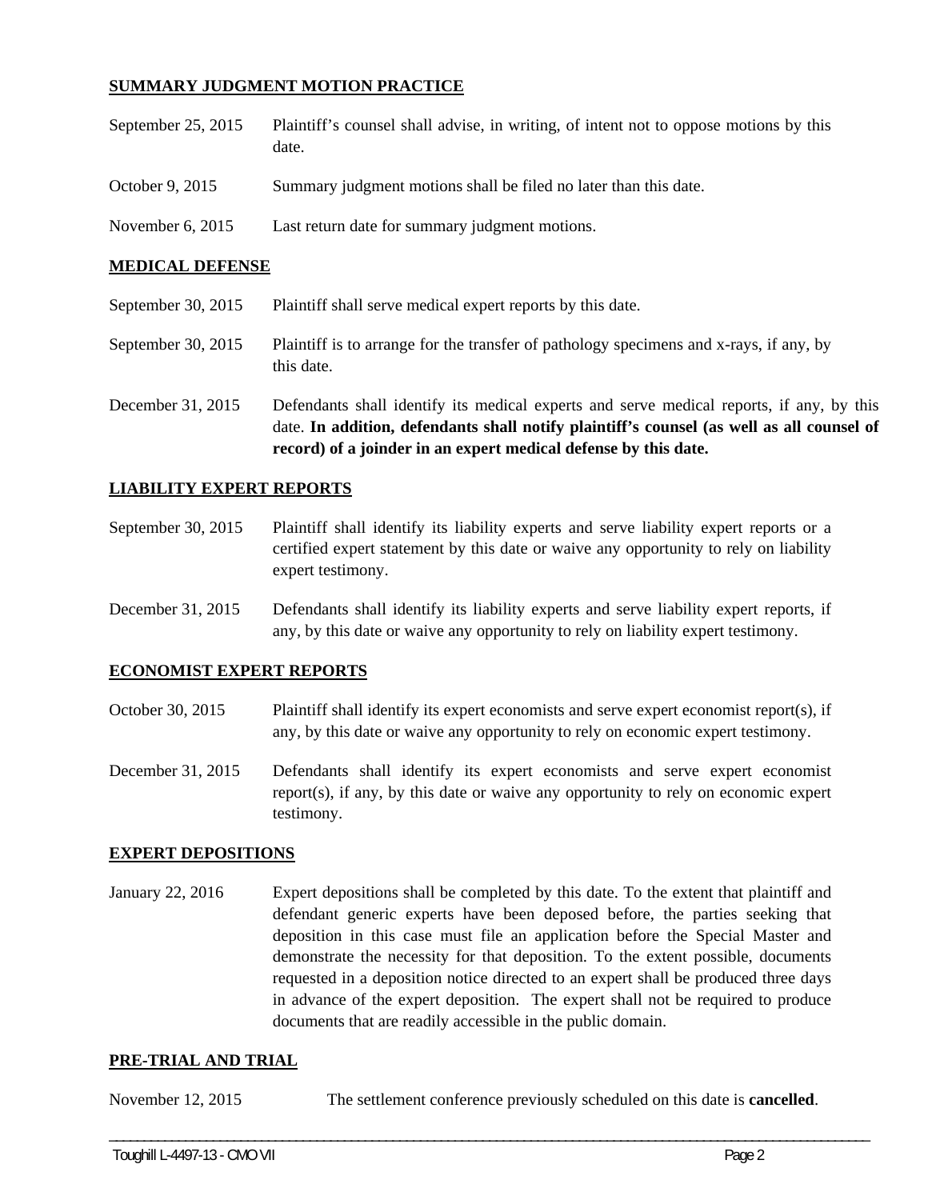**SUMMARY JUDGMENT MOTION PRACTICE**

| | |
|---|---|
| September 25, 2015 | Plaintiff's counsel shall advise, in writing, of intent not to oppose motions by this date. |
| October 9, 2015 | Summary judgment motions shall be filed no later than this date. |
| November 6, 2015 | Last return date for summary judgment motions. |

**MEDICAL DEFENSE**

| | |
|---|---|
| September 30, 2015 | Plaintiff shall serve medical expert reports by this date. |
| September 30, 2015 | Plaintiff is to arrange for the transfer of pathology specimens and x-rays, if any, by this date. |
| December 31, 2015 | Defendants shall identify its medical experts and serve medical reports, if any, by this date. **In addition, defendants shall notify plaintiff's counsel (as well as all counsel of record) of a joinder in an expert medical defense by this date.** |

**LIABILITY EXPERT REPORTS**

| | |
|---|---|
| September 30, 2015 | Plaintiff shall identify its liability experts and serve liability expert reports or a certified expert statement by this date or waive any opportunity to rely on liability expert testimony. |
| December 31, 2015 | Defendants shall identify its liability experts and serve liability expert reports, if any, by this date or waive any opportunity to rely on liability expert testimony. |

**ECONOMIST EXPERT REPORTS**

| | |
|---|---|
| October 30, 2015 | Plaintiff shall identify its expert economists and serve expert economist report(s), if any, by this date or waive any opportunity to rely on economic expert testimony. |
| December 31, 2015 | Defendants shall identify its expert economists and serve expert economist report(s), if any, by this date or waive any opportunity to rely on economic expert testimony. |

**EXPERT DEPOSITIONS**

| | |
|---|---|
| January 22, 2016 | Expert depositions shall be completed by this date. To the extent that plaintiff and defendant generic experts have been deposed before, the parties seeking that deposition in this case must file an application before the Special Master and demonstrate the necessity for that deposition. To the extent possible, documents requested in a deposition notice directed to an expert shall be produced three days in advance of the expert deposition. The expert shall not be required to produce documents that are readily accessible in the public domain. |

**PRE-TRIAL AND TRIAL**

| | |
|---|---|
| November 12, 2015 | The settlement conference previously scheduled on this date is **cancelled**. |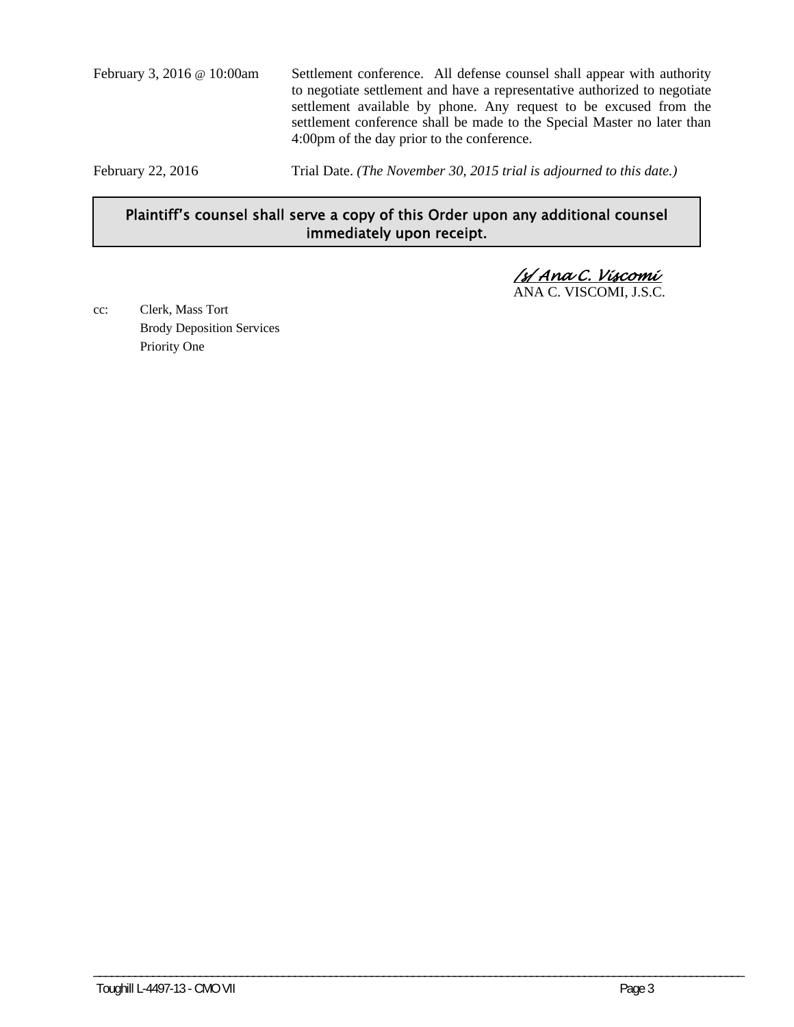| | |
|---|---|
| February 3, 2016 @ 10:00am | Settlement conference. All defense counsel shall appear with authority to negotiate settlement and have a representative authorized to negotiate settlement available by phone. Any request to be excused from the settlement conference shall be made to the Special Master no later than 4:00pm of the day prior to the conference. |
| February 22, 2016 | Trial Date. *(The November 30, 2015 trial is adjourned to this date.)* |

**Plaintiff's counsel shall serve a copy of this Order upon any additional counsel immediately upon receipt.**

*/s/ Ana C. Viscomi*
ANA C. VISCOMI, J.S.C.

cc: Clerk, Mass Tort
Brody Deposition Services
Priority One